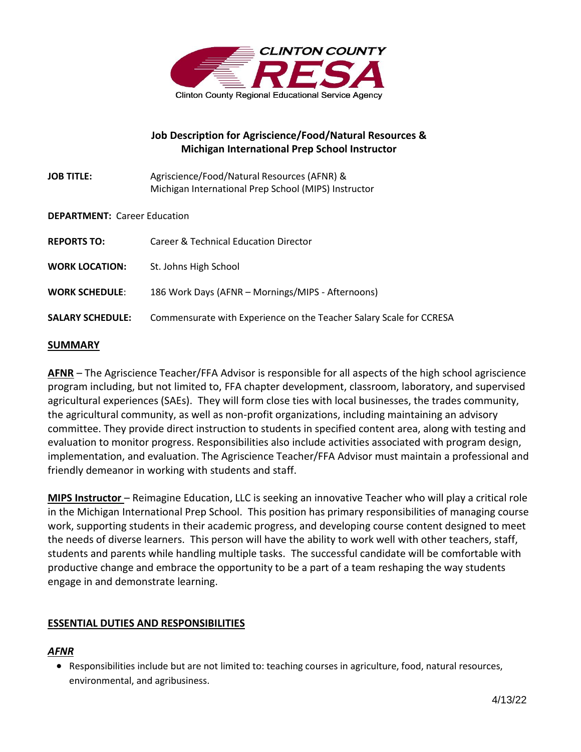CLINTON COUNTY RESA
Clinton County Regional Educational Service Agency

## Job Description for Agriscience/Food/Natural Resources & Michigan International Prep School Instructor

| | |
|---|---|
| **JOB TITLE:** | Agriscience/Food/Natural Resources (AFNR) & Michigan International Prep School (MIPS) Instructor |
| **DEPARTMENT:** | Career Education |
| **REPORTS TO:** | Career & Technical Education Director |
| **WORK LOCATION:** | St. Johns High School |
| **WORK SCHEDULE:** | 186 Work Days (AFNR – Mornings/MIPS - Afternoons) |
| **SALARY SCHEDULE:** | Commensurate with Experience on the Teacher Salary Scale for CCRESA |

### SUMMARY

**AFNR** – The Agriscience Teacher/FFA Advisor is responsible for all aspects of the high school agriscience program including, but not limited to, FFA chapter development, classroom, laboratory, and supervised agricultural experiences (SAEs). They will form close ties with local businesses, the trades community, the agricultural community, as well as non-profit organizations, including maintaining an advisory committee. They provide direct instruction to students in specified content area, along with testing and evaluation to monitor progress. Responsibilities also include activities associated with program design, implementation, and evaluation. The Agriscience Teacher/FFA Advisor must maintain a professional and friendly demeanor in working with students and staff.

**MIPS Instructor** – Reimagine Education, LLC is seeking an innovative Teacher who will play a critical role in the Michigan International Prep School. This position has primary responsibilities of managing course work, supporting students in their academic progress, and developing course content designed to meet the needs of diverse learners. This person will have the ability to work well with other teachers, staff, students and parents while handling multiple tasks. The successful candidate will be comfortable with productive change and embrace the opportunity to be a part of a team reshaping the way students engage in and demonstrate learning.

### ESSENTIAL DUTIES AND RESPONSIBILITIES

#### *AFNR*

- Responsibilities include but are not limited to: teaching courses in agriculture, food, natural resources, environmental, and agribusiness.

4/13/22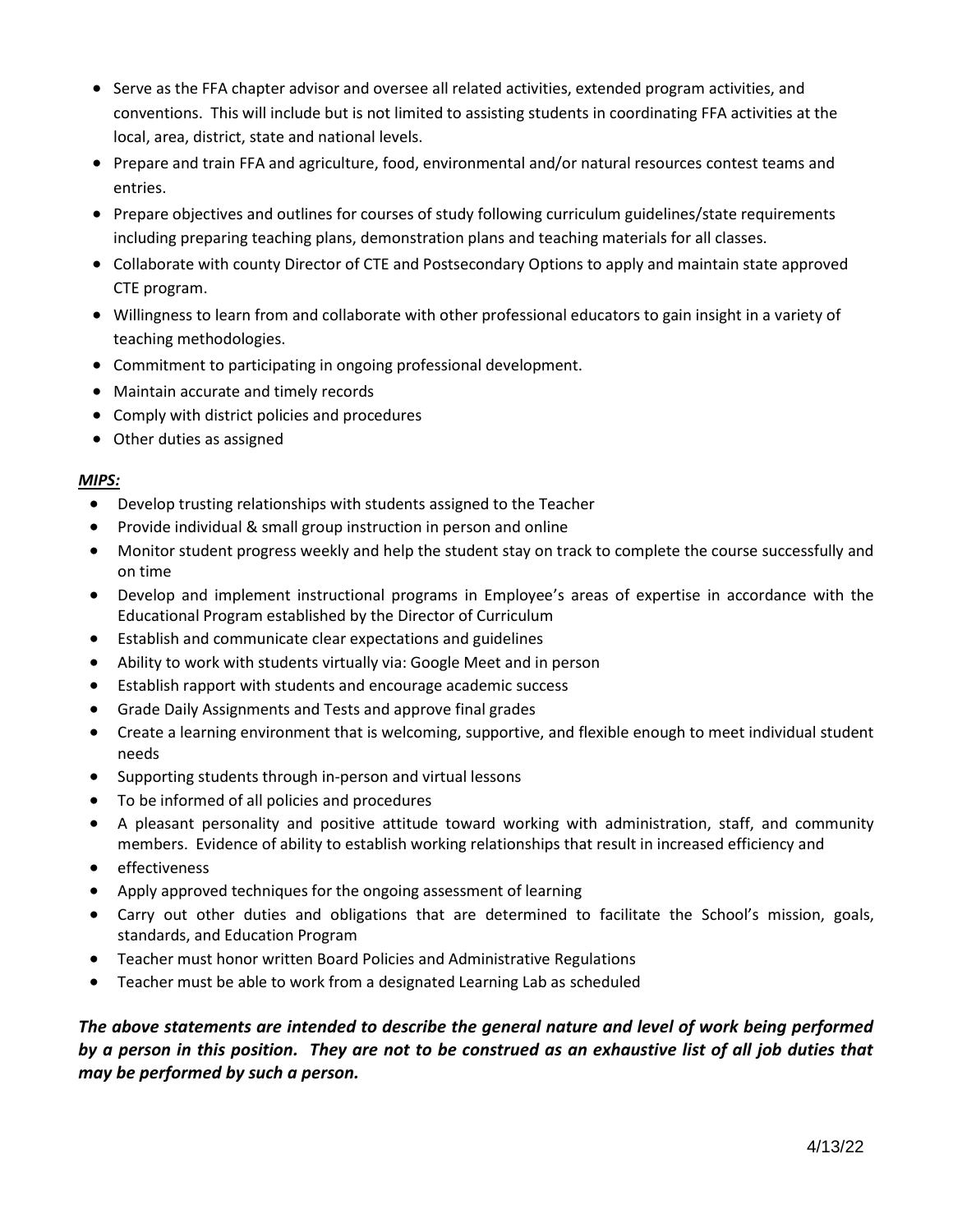- Serve as the FFA chapter advisor and oversee all related activities, extended program activities, and conventions. This will include but is not limited to assisting students in coordinating FFA activities at the local, area, district, state and national levels.
- Prepare and train FFA and agriculture, food, environmental and/or natural resources contest teams and entries.
- Prepare objectives and outlines for courses of study following curriculum guidelines/state requirements including preparing teaching plans, demonstration plans and teaching materials for all classes.
- Collaborate with county Director of CTE and Postsecondary Options to apply and maintain state approved CTE program.
- Willingness to learn from and collaborate with other professional educators to gain insight in a variety of teaching methodologies.
- Commitment to participating in ongoing professional development.
- Maintain accurate and timely records
- Comply with district policies and procedures
- Other duties as assigned

***MIPS:***

- Develop trusting relationships with students assigned to the Teacher
- Provide individual & small group instruction in person and online
- Monitor student progress weekly and help the student stay on track to complete the course successfully and on time
- Develop and implement instructional programs in Employee's areas of expertise in accordance with the Educational Program established by the Director of Curriculum
- Establish and communicate clear expectations and guidelines
- Ability to work with students virtually via: Google Meet and in person
- Establish rapport with students and encourage academic success
- Grade Daily Assignments and Tests and approve final grades
- Create a learning environment that is welcoming, supportive, and flexible enough to meet individual student needs
- Supporting students through in-person and virtual lessons
- To be informed of all policies and procedures
- A pleasant personality and positive attitude toward working with administration, staff, and community members. Evidence of ability to establish working relationships that result in increased efficiency and
- effectiveness
- Apply approved techniques for the ongoing assessment of learning
- Carry out other duties and obligations that are determined to facilitate the School's mission, goals, standards, and Education Program
- Teacher must honor written Board Policies and Administrative Regulations
- Teacher must be able to work from a designated Learning Lab as scheduled

***The above statements are intended to describe the general nature and level of work being performed by a person in this position. They are not to be construed as an exhaustive list of all job duties that may be performed by such a person.***

4/13/22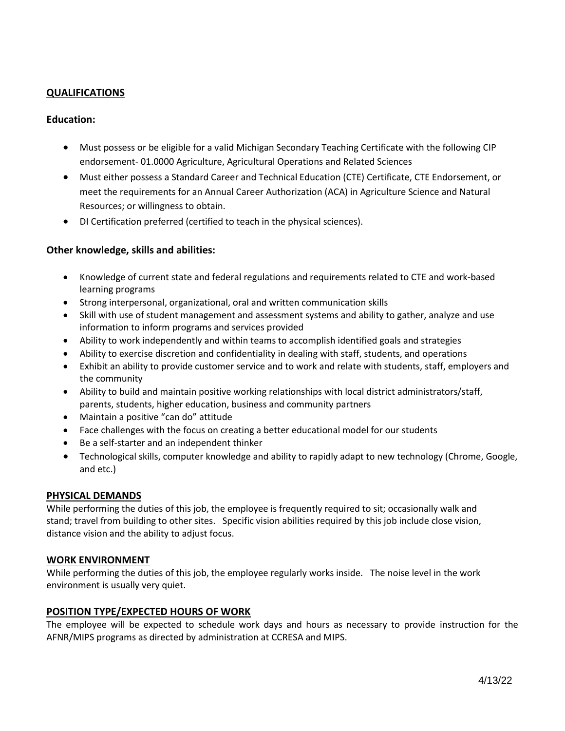## QUALIFICATIONS

### Education:

- Must possess or be eligible for a valid Michigan Secondary Teaching Certificate with the following CIP endorsement- 01.0000 Agriculture, Agricultural Operations and Related Sciences
- Must either possess a Standard Career and Technical Education (CTE) Certificate, CTE Endorsement, or meet the requirements for an Annual Career Authorization (ACA) in Agriculture Science and Natural Resources; or willingness to obtain.
- DI Certification preferred (certified to teach in the physical sciences).

### Other knowledge, skills and abilities:

- Knowledge of current state and federal regulations and requirements related to CTE and work-based learning programs
- Strong interpersonal, organizational, oral and written communication skills
- Skill with use of student management and assessment systems and ability to gather, analyze and use information to inform programs and services provided
- Ability to work independently and within teams to accomplish identified goals and strategies
- Ability to exercise discretion and confidentiality in dealing with staff, students, and operations
- Exhibit an ability to provide customer service and to work and relate with students, staff, employers and the community
- Ability to build and maintain positive working relationships with local district administrators/staff, parents, students, higher education, business and community partners
- Maintain a positive "can do" attitude
- Face challenges with the focus on creating a better educational model for our students
- Be a self-starter and an independent thinker
- Technological skills, computer knowledge and ability to rapidly adapt to new technology (Chrome, Google, and etc.)

## PHYSICAL DEMANDS

While performing the duties of this job, the employee is frequently required to sit; occasionally walk and stand; travel from building to other sites. Specific vision abilities required by this job include close vision, distance vision and the ability to adjust focus.

## WORK ENVIRONMENT

While performing the duties of this job, the employee regularly works inside. The noise level in the work environment is usually very quiet.

## POSITION TYPE/EXPECTED HOURS OF WORK

The employee will be expected to schedule work days and hours as necessary to provide instruction for the AFNR/MIPS programs as directed by administration at CCRESA and MIPS.

4/13/22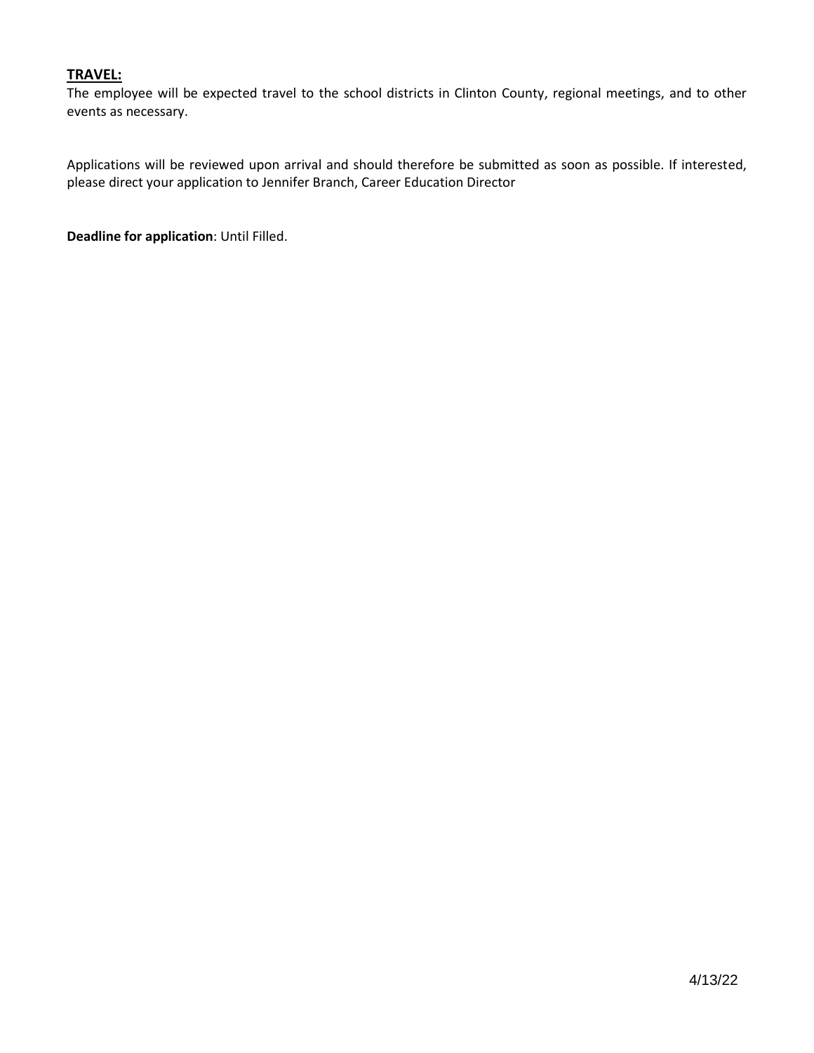## TRAVEL:

The employee will be expected travel to the school districts in Clinton County, regional meetings, and to other events as necessary.

Applications will be reviewed upon arrival and should therefore be submitted as soon as possible. If interested, please direct your application to Jennifer Branch, Career Education Director

**Deadline for application**: Until Filled.

4/13/22